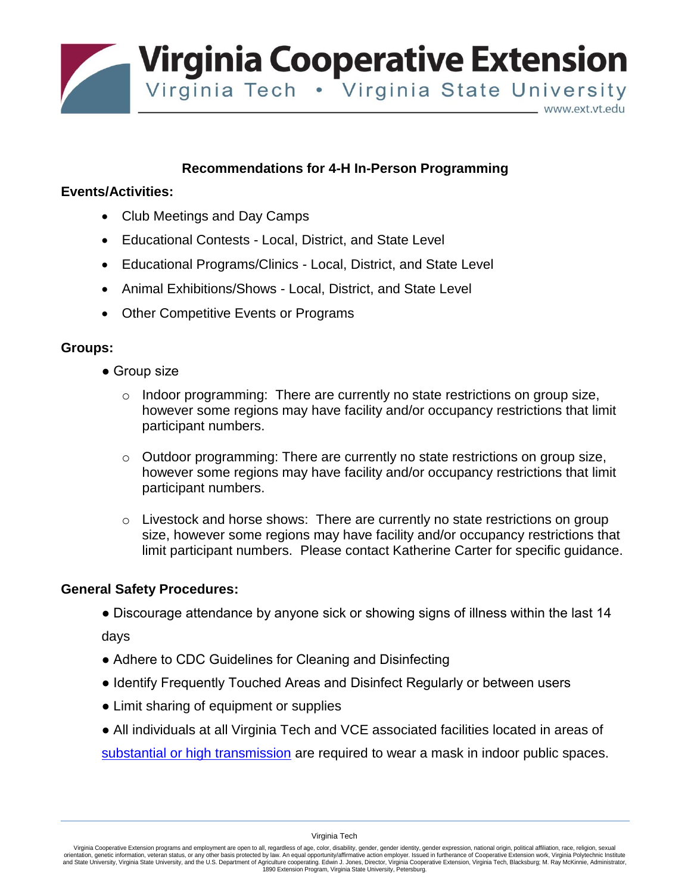# Virginia Cooperative Extension

Virginia Tech • Virginia State University

www.ext.vt.edu

## Recommendations for 4-H In-Person Programming

**Events/Activities:**

- Club Meetings and Day Camps
- Educational Contests - Local, District, and State Level
- Educational Programs/Clinics - Local, District, and State Level
- Animal Exhibitions/Shows - Local, District, and State Level
- Other Competitive Events or Programs

**Groups:**

- Group size
  - Indoor programming: There are currently no state restrictions on group size, however some regions may have facility and/or occupancy restrictions that limit participant numbers.
  - Outdoor programming: There are currently no state restrictions on group size, however some regions may have facility and/or occupancy restrictions that limit participant numbers.
  - Livestock and horse shows: There are currently no state restrictions on group size, however some regions may have facility and/or occupancy restrictions that limit participant numbers. Please contact Katherine Carter for specific guidance.

**General Safety Procedures:**

- Discourage attendance by anyone sick or showing signs of illness within the last 14 days
- Adhere to CDC Guidelines for Cleaning and Disinfecting
- Identify Frequently Touched Areas and Disinfect Regularly or between users
- Limit sharing of equipment or supplies
- All individuals at all Virginia Tech and VCE associated facilities located in areas of substantial or high transmission are required to wear a mask in indoor public spaces.

Virginia Tech

Virginia Cooperative Extension programs and employment are open to all, regardless of age, color, disability, gender, gender identity, gender expression, national origin, political affiliation, race, religion, sexual orientation, genetic information, veteran status, or any other basis protected by law. An equal opportunity/affirmative action employer. Issued in furtherance of Cooperative Extension work, Virginia Polytechnic Institute and State University, Virginia State University, and the U.S. Department of Agriculture cooperating. Edwin J. Jones, Director, Virginia Cooperative Extension, Virginia Tech, Blacksburg; M. Ray McKinnie, Administrator, 1890 Extension Program, Virginia State University, Petersburg.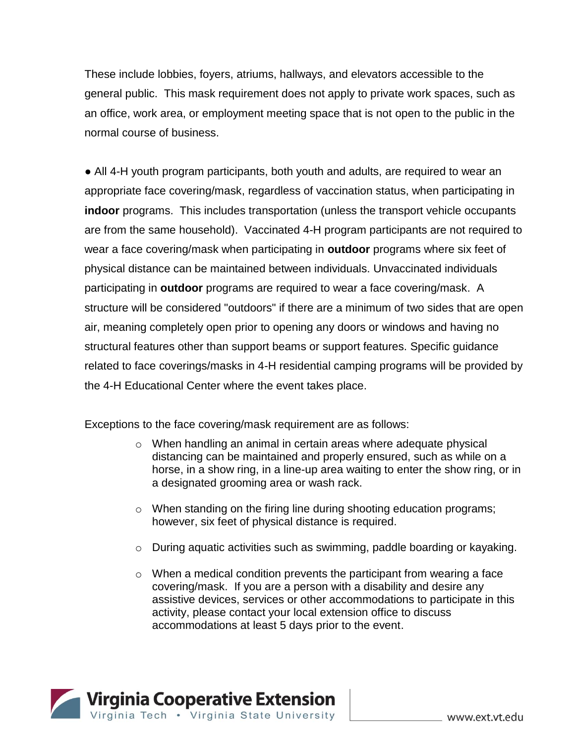These include lobbies, foyers, atriums, hallways, and elevators accessible to the general public. This mask requirement does not apply to private work spaces, such as an office, work area, or employment meeting space that is not open to the public in the normal course of business.

● All 4-H youth program participants, both youth and adults, are required to wear an appropriate face covering/mask, regardless of vaccination status, when participating in **indoor** programs. This includes transportation (unless the transport vehicle occupants are from the same household). Vaccinated 4-H program participants are not required to wear a face covering/mask when participating in **outdoor** programs where six feet of physical distance can be maintained between individuals. Unvaccinated individuals participating in **outdoor** programs are required to wear a face covering/mask. A structure will be considered "outdoors" if there are a minimum of two sides that are open air, meaning completely open prior to opening any doors or windows and having no structural features other than support beams or support features. Specific guidance related to face coverings/masks in 4-H residential camping programs will be provided by the 4-H Educational Center where the event takes place.

Exceptions to the face covering/mask requirement are as follows:

- When handling an animal in certain areas where adequate physical distancing can be maintained and properly ensured, such as while on a horse, in a show ring, in a line-up area waiting to enter the show ring, or in a designated grooming area or wash rack.
- When standing on the firing line during shooting education programs; however, six feet of physical distance is required.
- During aquatic activities such as swimming, paddle boarding or kayaking.
- When a medical condition prevents the participant from wearing a face covering/mask. If you are a person with a disability and desire any assistive devices, services or other accommodations to participate in this activity, please contact your local extension office to discuss accommodations at least 5 days prior to the event.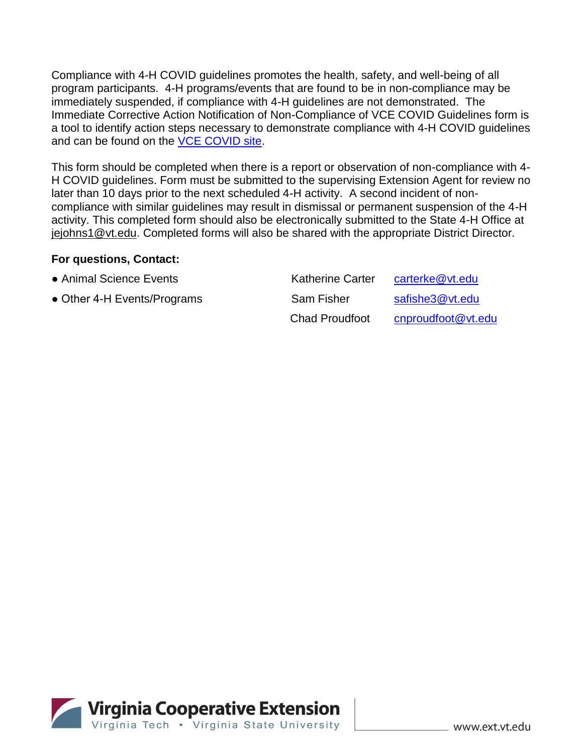Compliance with 4-H COVID guidelines promotes the health, safety, and well-being of all program participants. 4-H programs/events that are found to be in non-compliance may be immediately suspended, if compliance with 4-H guidelines are not demonstrated. The Immediate Corrective Action Notification of Non-Compliance of VCE COVID Guidelines form is a tool to identify action steps necessary to demonstrate compliance with 4-H COVID guidelines and can be found on the VCE COVID site.

This form should be completed when there is a report or observation of non-compliance with 4-H COVID guidelines. Form must be submitted to the supervising Extension Agent for review no later than 10 days prior to the next scheduled 4-H activity. A second incident of non-compliance with similar guidelines may result in dismissal or permanent suspension of the 4-H activity. This completed form should also be electronically submitted to the State 4-H Office at jejohns1@vt.edu. Completed forms will also be shared with the appropriate District Director.

**For questions, Contact:**

| | | |
|---|---|---|
| ● Animal Science Events | Katherine Carter | carterke@vt.edu |
| ● Other 4-H Events/Programs | Sam Fisher | safishe3@vt.edu |
| | Chad Proudfoot | cnproudfoot@vt.edu |

Virginia Cooperative Extension
Virginia Tech • Virginia State University

www.ext.vt.edu